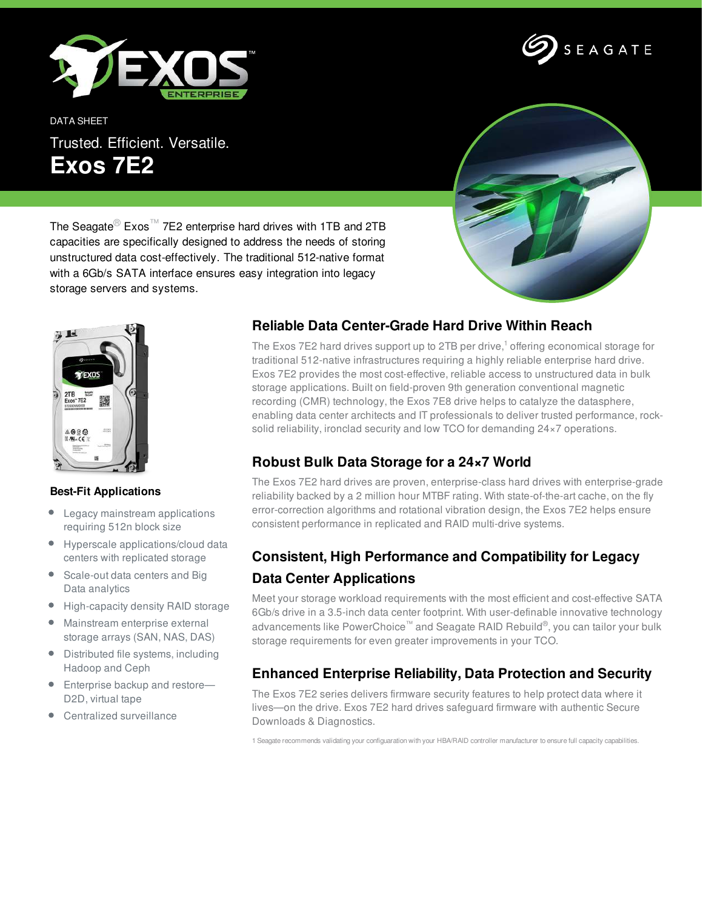DATA SHEET

Trusted. Efficient. Versatile.

# Exos 7E2

The Seagate® Exos™ 7E2 enterprise hard drives with 1TB and 2TB capacities are specifically designed to address the needs of storing unstructured data cost-effectively. The traditional 512-native format with a 6Gb/s SATA interface ensures easy integration into legacy storage servers and systems.

### Best-Fit Applications

- Legacy mainstream applications requiring 512n block size
- Hyperscale applications/cloud data centers with replicated storage
- Scale-out data centers and Big Data analytics
- High-capacity density RAID storage
- Mainstream enterprise external storage arrays (SAN, NAS, DAS)
- Distributed file systems, including Hadoop and Ceph
- Enterprise backup and restore—D2D, virtual tape
- Centralized surveillance

## Reliable Data Center-Grade Hard Drive Within Reach

The Exos 7E2 hard drives support up to 2TB per drive,[1] offering economical storage for traditional 512-native infrastructures requiring a highly reliable enterprise hard drive. Exos 7E2 provides the most cost-effective, reliable access to unstructured data in bulk storage applications. Built on field-proven 9th generation conventional magnetic recording (CMR) technology, the Exos 7E8 drive helps to catalyze the datasphere, enabling data center architects and IT professionals to deliver trusted performance, rock-solid reliability, ironclad security and low TCO for demanding 24×7 operations.

## Robust Bulk Data Storage for a 24×7 World

The Exos 7E2 hard drives are proven, enterprise-class hard drives with enterprise-grade reliability backed by a 2 million hour MTBF rating. With state-of-the-art cache, on the fly error-correction algorithms and rotational vibration design, the Exos 7E2 helps ensure consistent performance in replicated and RAID multi-drive systems.

## Consistent, High Performance and Compatibility for Legacy Data Center Applications

Meet your storage workload requirements with the most efficient and cost-effective SATA 6Gb/s drive in a 3.5-inch data center footprint. With user-definable innovative technology advancements like PowerChoice™ and Seagate RAID Rebuild®, you can tailor your bulk storage requirements for even greater improvements in your TCO.

## Enhanced Enterprise Reliability, Data Protection and Security

The Exos 7E2 series delivers firmware security features to help protect data where it lives—on the drive. Exos 7E2 hard drives safeguard firmware with authentic Secure Downloads & Diagnostics.

1 Seagate recommends validating your configuaration with your HBA/RAID controller manufacturer to ensure full capacity capabilities.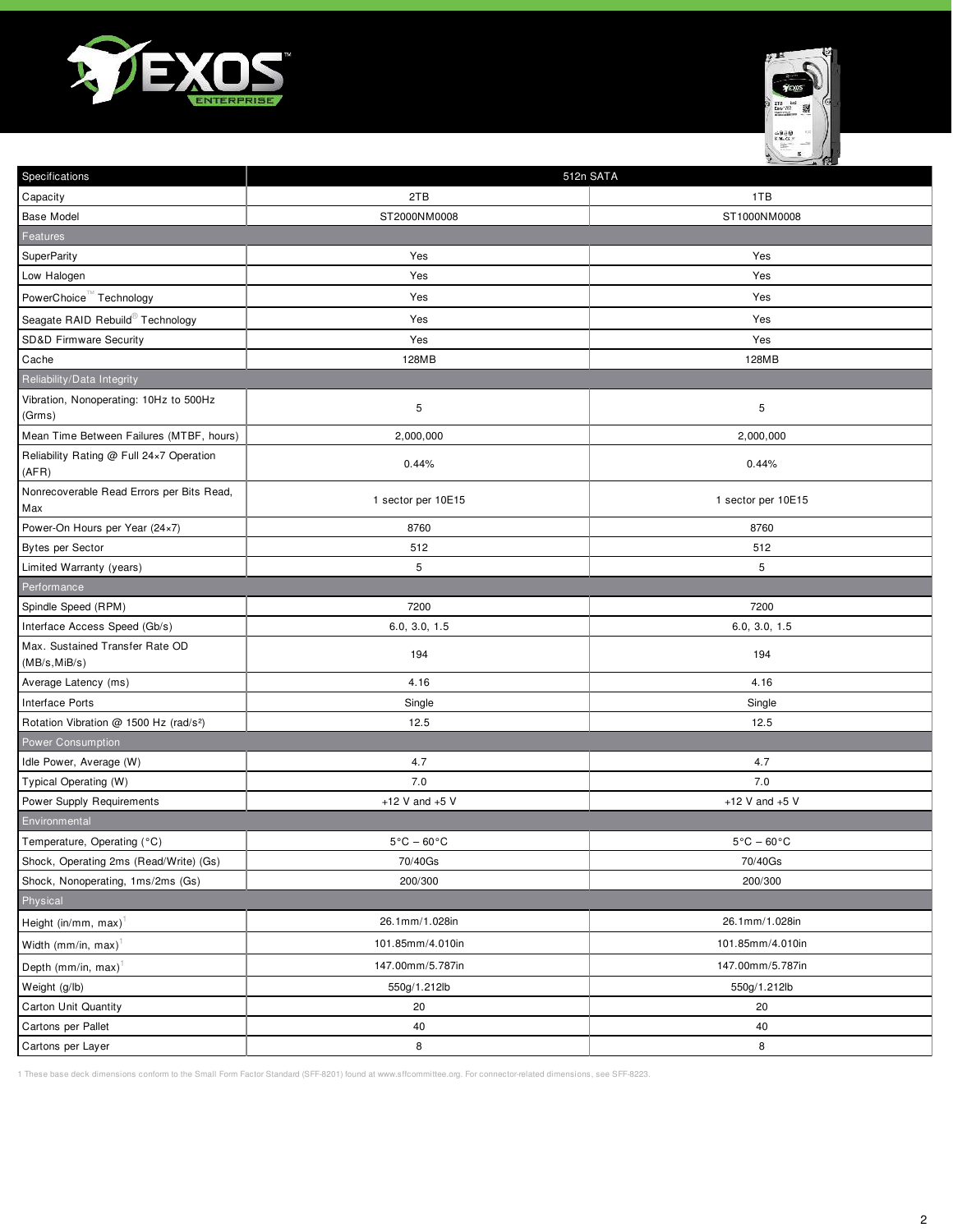| Specifications | 512n SATA | |
|---|---|---|
| Capacity | 2TB | 1TB |
| Base Model | ST2000NM0008 | ST1000NM0008 |
| **Features** | | |
| SuperParity | Yes | Yes |
| Low Halogen | Yes | Yes |
| PowerChoice™ Technology | Yes | Yes |
| Seagate RAID Rebuild® Technology | Yes | Yes |
| SD&D Firmware Security | Yes | Yes |
| Cache | 128MB | 128MB |
| **Reliability/Data Integrity** | | |
| Vibration, Nonoperating: 10Hz to 500Hz (Grms) | 5 | 5 |
| Mean Time Between Failures (MTBF, hours) | 2,000,000 | 2,000,000 |
| Reliability Rating @ Full 24×7 Operation (AFR) | 0.44% | 0.44% |
| Nonrecoverable Read Errors per Bits Read, Max | 1 sector per 10E15 | 1 sector per 10E15 |
| Power-On Hours per Year (24×7) | 8760 | 8760 |
| Bytes per Sector | 512 | 512 |
| Limited Warranty (years) | 5 | 5 |
| **Performance** | | |
| Spindle Speed (RPM) | 7200 | 7200 |
| Interface Access Speed (Gb/s) | 6.0, 3.0, 1.5 | 6.0, 3.0, 1.5 |
| Max. Sustained Transfer Rate OD (MB/s,MiB/s) | 194 | 194 |
| Average Latency (ms) | 4.16 | 4.16 |
| Interface Ports | Single | Single |
| Rotation Vibration @ 1500 Hz (rad/s²) | 12.5 | 12.5 |
| **Power Consumption** | | |
| Idle Power, Average (W) | 4.7 | 4.7 |
| Typical Operating (W) | 7.0 | 7.0 |
| Power Supply Requirements | +12 V and +5 V | +12 V and +5 V |
| **Environmental** | | |
| Temperature, Operating (°C) | 5°C – 60°C | 5°C – 60°C |
| Shock, Operating 2ms (Read/Write) (Gs) | 70/40Gs | 70/40Gs |
| Shock, Nonoperating, 1ms/2ms (Gs) | 200/300 | 200/300 |
| **Physical** | | |
| Height (in/mm, max)[1] | 26.1mm/1.028in | 26.1mm/1.028in |
| Width (mm/in, max)[1] | 101.85mm/4.010in | 101.85mm/4.010in |
| Depth (mm/in, max)[1] | 147.00mm/5.787in | 147.00mm/5.787in |
| Weight (g/lb) | 550g/1.212lb | 550g/1.212lb |
| Carton Unit Quantity | 20 | 20 |
| Cartons per Pallet | 40 | 40 |
| Cartons per Layer | 8 | 8 |

1 These base deck dimensions conform to the Small Form Factor Standard (SFF-8201) found at www.sffcommittee.org. For connector-related dimensions, see SFF-8223.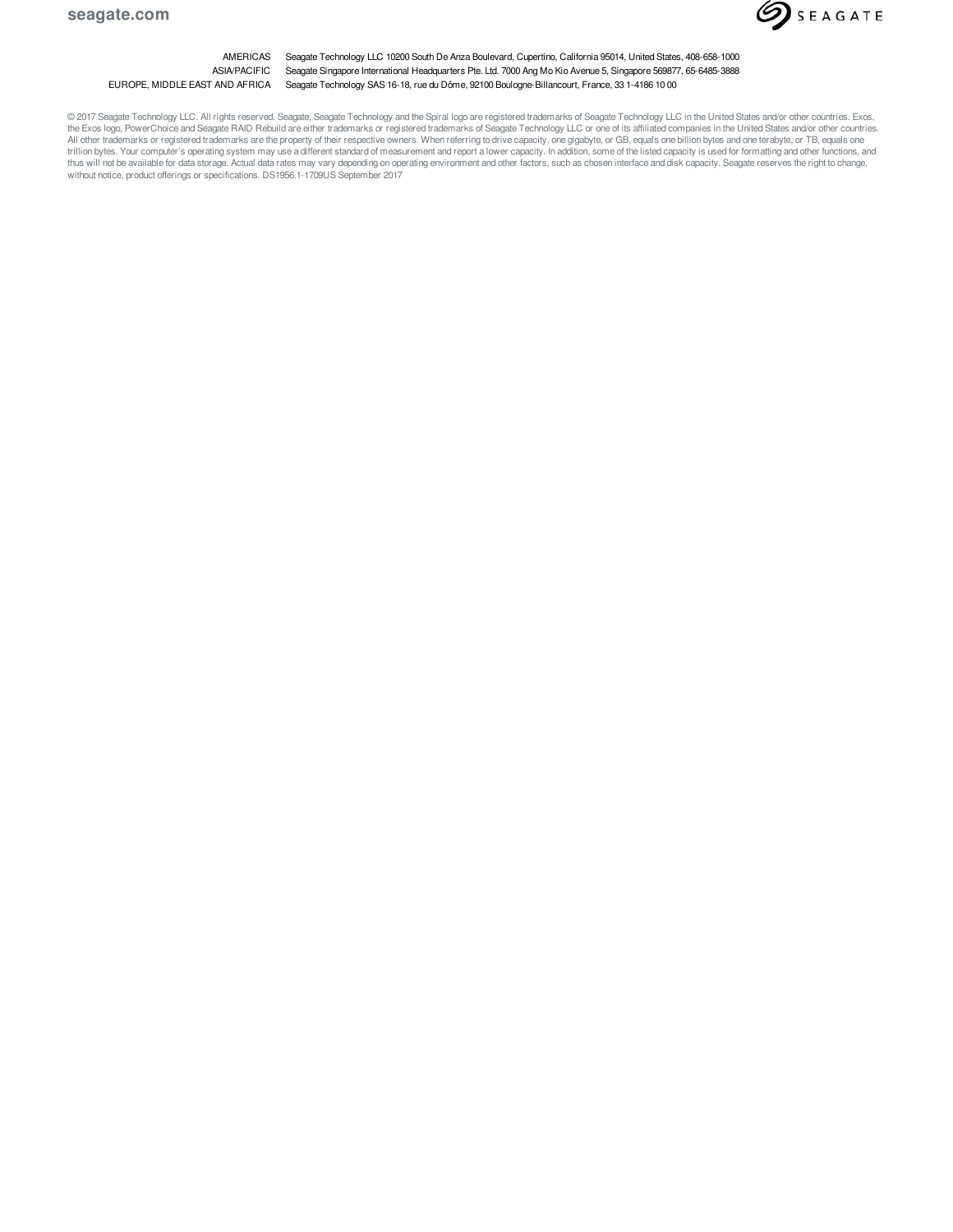seagate.com

| | |
|---|---|
| AMERICAS | Seagate Technology LLC 10200 South De Anza Boulevard, Cupertino, California 95014, United States, 408-658-1000 |
| ASIA/PACIFIC | Seagate Singapore International Headquarters Pte. Ltd. 7000 Ang Mo Kio Avenue 5, Singapore 569877, 65-6485-3888 |
| EUROPE, MIDDLE EAST AND AFRICA | Seagate Technology SAS 16-18, rue du Dôme, 92100 Boulogne-Billancourt, France, 33 1-4186 10 00 |

© 2017 Seagate Technology LLC. All rights reserved. Seagate, Seagate Technology and the Spiral logo are registered trademarks of Seagate Technology LLC in the United States and/or other countries. Exos, the Exos logo, PowerChoice and Seagate RAID Rebuild are either trademarks or registered trademarks of Seagate Technology LLC or one of its affiliated companies in the United States and/or other countries. All other trademarks or registered trademarks are the property of their respective owners. When referring to drive capacity, one gigabyte, or GB, equals one billion bytes and one terabyte, or TB, equals one trillion bytes. Your computer's operating system may use a different standard of measurement and report a lower capacity. In addition, some of the listed capacity is used for formatting and other functions, and thus will not be available for data storage. Actual data rates may vary depending on operating environment and other factors, such as chosen interface and disk capacity. Seagate reserves the right to change, without notice, product offerings or specifications. DS1956.1-1709US September 2017